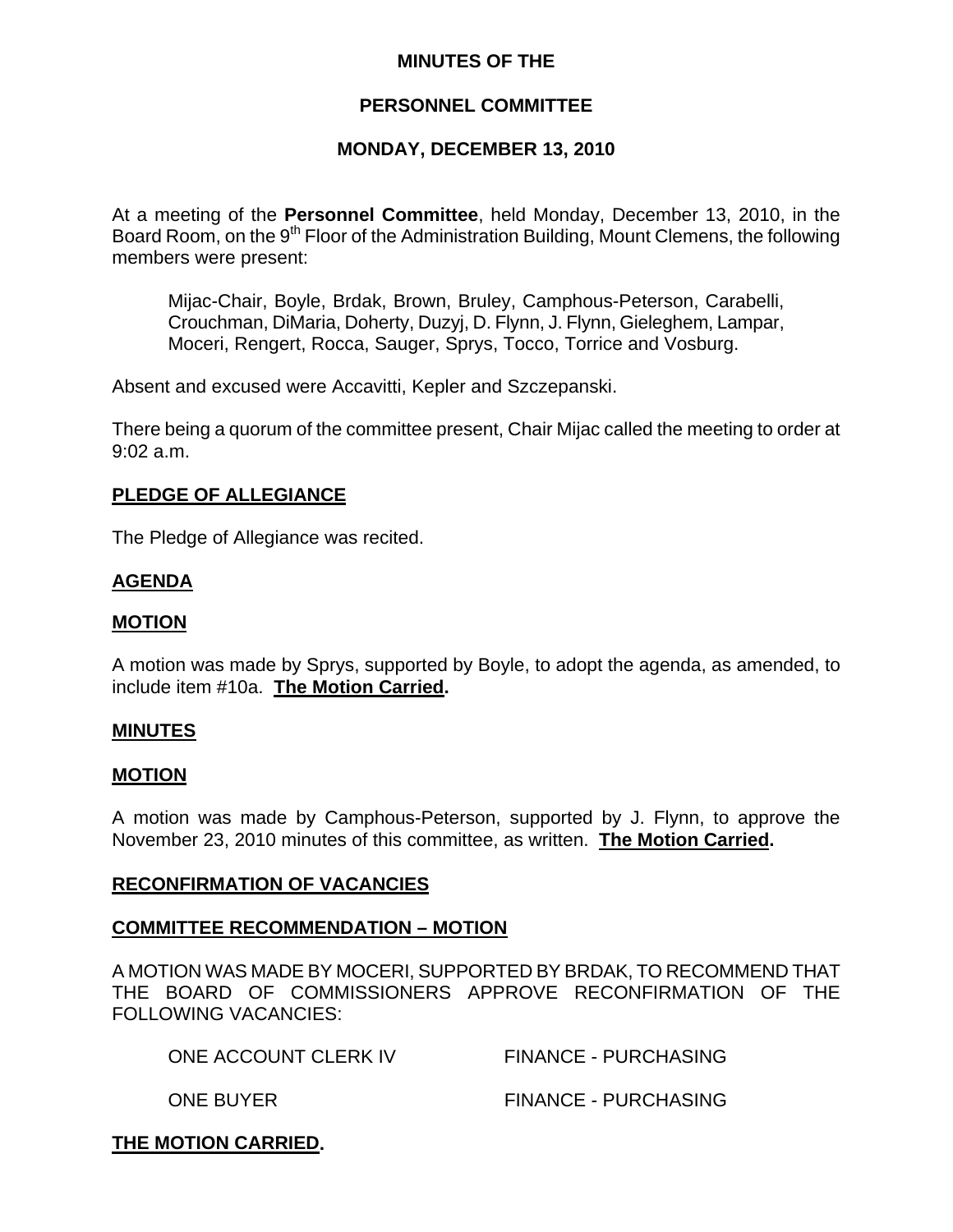# MINUTES OF THE

## PERSONNEL COMMITTEE

## MONDAY, DECEMBER 13, 2010

At a meeting of the **Personnel Committee**, held Monday, December 13, 2010, in the Board Room, on the 9th Floor of the Administration Building, Mount Clemens, the following members were present:

> Mijac-Chair, Boyle, Brdak, Brown, Bruley, Camphous-Peterson, Carabelli, Crouchman, DiMaria, Doherty, Duzyj, D. Flynn, J. Flynn, Gieleghem, Lampar, Moceri, Rengert, Rocca, Sauger, Sprys, Tocco, Torrice and Vosburg.

Absent and excused were Accavitti, Kepler and Szczepanski.

There being a quorum of the committee present, Chair Mijac called the meeting to order at 9:02 a.m.

**PLEDGE OF ALLEGIANCE**

The Pledge of Allegiance was recited.

**AGENDA**

**MOTION**

A motion was made by Sprys, supported by Boyle, to adopt the agenda, as amended, to include item #10a. **The Motion Carried.**

**MINUTES**

**MOTION**

A motion was made by Camphous-Peterson, supported by J. Flynn, to approve the November 23, 2010 minutes of this committee, as written. **The Motion Carried.**

**RECONFIRMATION OF VACANCIES**

**COMMITTEE RECOMMENDATION – MOTION**

A MOTION WAS MADE BY MOCERI, SUPPORTED BY BRDAK, TO RECOMMEND THAT THE BOARD OF COMMISSIONERS APPROVE RECONFIRMATION OF THE FOLLOWING VACANCIES:

| | |
|---|---|
| ONE ACCOUNT CLERK IV | FINANCE - PURCHASING |
| ONE BUYER | FINANCE - PURCHASING |

**THE MOTION CARRIED.**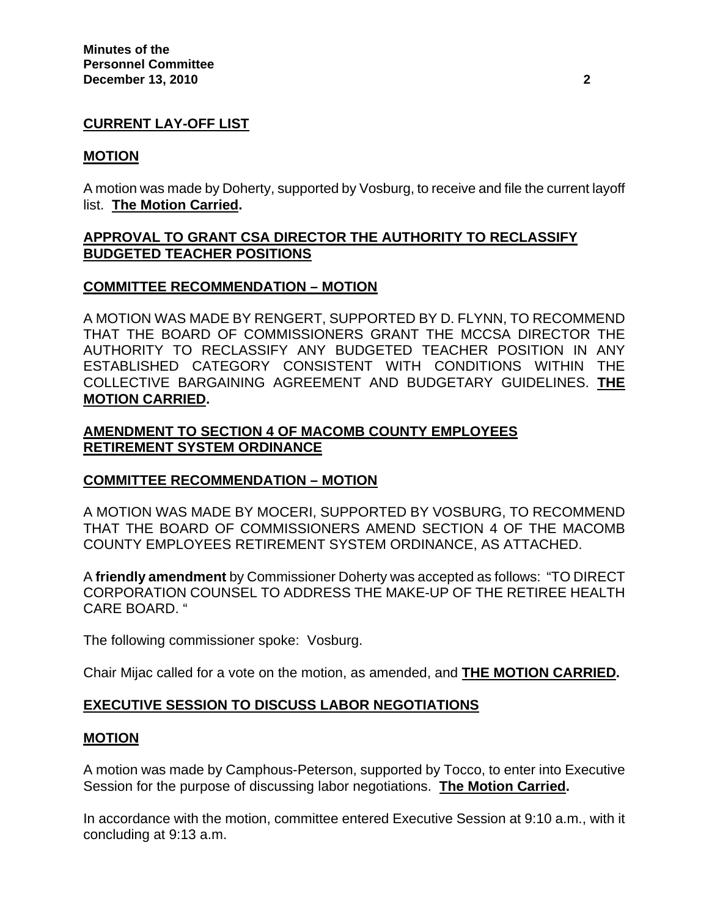## CURRENT LAY-OFF LIST

### MOTION

A motion was made by Doherty, supported by Vosburg, to receive and file the current layoff list. **The Motion Carried.**

## APPROVAL TO GRANT CSA DIRECTOR THE AUTHORITY TO RECLASSIFY BUDGETED TEACHER POSITIONS

### COMMITTEE RECOMMENDATION – MOTION

A MOTION WAS MADE BY RENGERT, SUPPORTED BY D. FLYNN, TO RECOMMEND THAT THE BOARD OF COMMISSIONERS GRANT THE MCCSA DIRECTOR THE AUTHORITY TO RECLASSIFY ANY BUDGETED TEACHER POSITION IN ANY ESTABLISHED CATEGORY CONSISTENT WITH CONDITIONS WITHIN THE COLLECTIVE BARGAINING AGREEMENT AND BUDGETARY GUIDELINES. **THE MOTION CARRIED.**

## AMENDMENT TO SECTION 4 OF MACOMB COUNTY EMPLOYEES RETIREMENT SYSTEM ORDINANCE

### COMMITTEE RECOMMENDATION – MOTION

A MOTION WAS MADE BY MOCERI, SUPPORTED BY VOSBURG, TO RECOMMEND THAT THE BOARD OF COMMISSIONERS AMEND SECTION 4 OF THE MACOMB COUNTY EMPLOYEES RETIREMENT SYSTEM ORDINANCE, AS ATTACHED.

A **friendly amendment** by Commissioner Doherty was accepted as follows: "TO DIRECT CORPORATION COUNSEL TO ADDRESS THE MAKE-UP OF THE RETIREE HEALTH CARE BOARD. "

The following commissioner spoke: Vosburg.

Chair Mijac called for a vote on the motion, as amended, and **THE MOTION CARRIED.**

## EXECUTIVE SESSION TO DISCUSS LABOR NEGOTIATIONS

### MOTION

A motion was made by Camphous-Peterson, supported by Tocco, to enter into Executive Session for the purpose of discussing labor negotiations. **The Motion Carried.**

In accordance with the motion, committee entered Executive Session at 9:10 a.m., with it concluding at 9:13 a.m.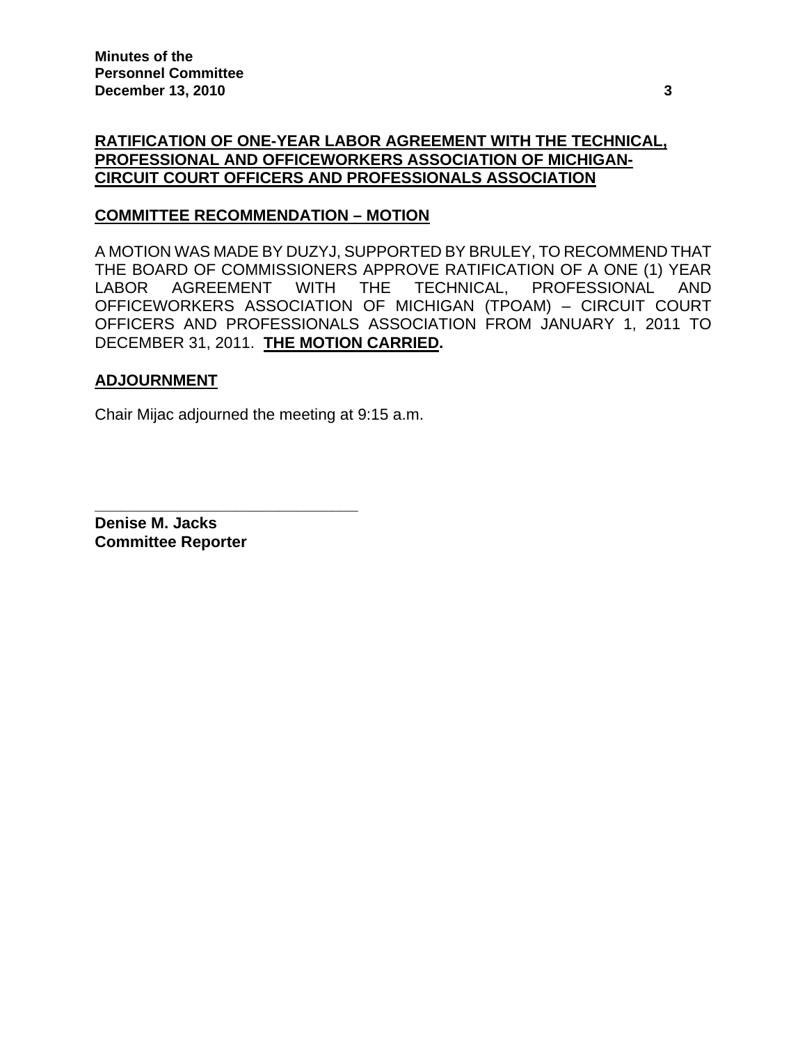## RATIFICATION OF ONE-YEAR LABOR AGREEMENT WITH THE TECHNICAL, PROFESSIONAL AND OFFICEWORKERS ASSOCIATION OF MICHIGAN-CIRCUIT COURT OFFICERS AND PROFESSIONALS ASSOCIATION

### COMMITTEE RECOMMENDATION – MOTION

A MOTION WAS MADE BY DUZYJ, SUPPORTED BY BRULEY, TO RECOMMEND THAT THE BOARD OF COMMISSIONERS APPROVE RATIFICATION OF A ONE (1) YEAR LABOR AGREEMENT WITH THE TECHNICAL, PROFESSIONAL AND OFFICEWORKERS ASSOCIATION OF MICHIGAN (TPOAM) – CIRCUIT COURT OFFICERS AND PROFESSIONALS ASSOCIATION FROM JANUARY 1, 2011 TO DECEMBER 31, 2011. **THE MOTION CARRIED.**

## ADJOURNMENT

Chair Mijac adjourned the meeting at 9:15 a.m.

\_\_\_\_\_\_\_\_\_\_\_\_\_\_\_\_\_\_\_\_\_\_\_\_\_\_\_\_\_\_\_\_

**Denise M. Jacks**
**Committee Reporter**